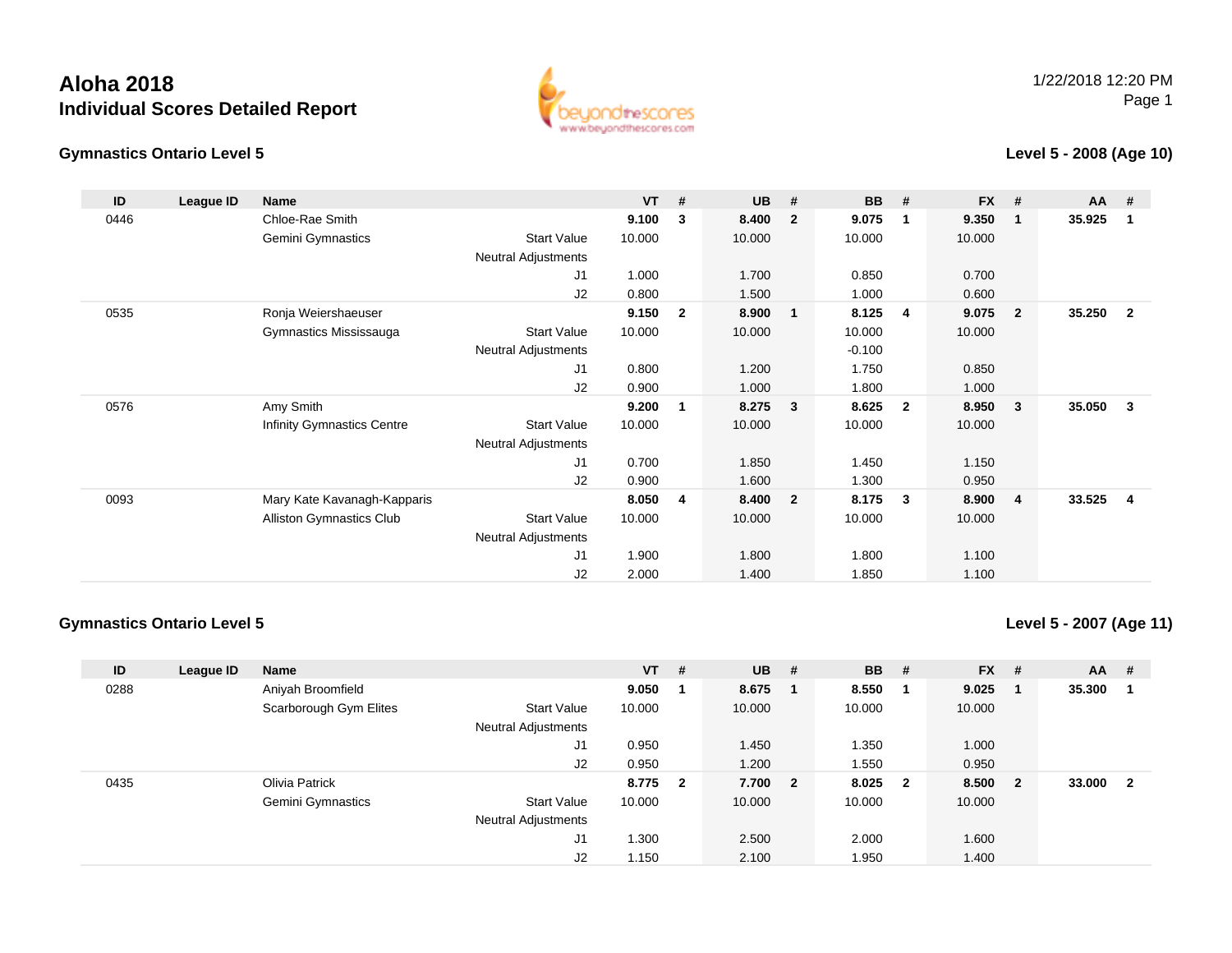# Aloha 2018

## Individual Scores Detailed Report

1/22/2018 12:20 PM

### Gymnastics Ontario Level 5

**Level 5 - 2008 (Age 10)**

| ID | League ID | Name | | VT | # | UB | # | BB | # | FX | # | AA | # |
|---|---|---|---|---|---|---|---|---|---|---|---|---|---|
| 0446 | | Chloe-Rae Smith | | **9.100** | **3** | **8.400** | **2** | **9.075** | **1** | **9.350** | **1** | **35.925** | **1** |
| | | Gemini Gymnastics | Start Value | 10.000 | | 10.000 | | 10.000 | | 10.000 | | | |
| | | | Neutral Adjustments | | | | | | | | | | |
| | | | J1 | 1.000 | | 1.700 | | 0.850 | | 0.700 | | | |
| | | | J2 | 0.800 | | 1.500 | | 1.000 | | 0.600 | | | |
| 0535 | | Ronja Weiershaeuser | | **9.150** | **2** | **8.900** | **1** | **8.125** | **4** | **9.075** | **2** | **35.250** | **2** |
| | | Gymnastics Mississauga | Start Value | 10.000 | | 10.000 | | 10.000 | | 10.000 | | | |
| | | | Neutral Adjustments | | | | | -0.100 | | | | | |
| | | | J1 | 0.800 | | 1.200 | | 1.750 | | 0.850 | | | |
| | | | J2 | 0.900 | | 1.000 | | 1.800 | | 1.000 | | | |
| 0576 | | Amy Smith | | **9.200** | **1** | **8.275** | **3** | **8.625** | **2** | **8.950** | **3** | **35.050** | **3** |
| | | Infinity Gymnastics Centre | Start Value | 10.000 | | 10.000 | | 10.000 | | 10.000 | | | |
| | | | Neutral Adjustments | | | | | | | | | | |
| | | | J1 | 0.700 | | 1.850 | | 1.450 | | 1.150 | | | |
| | | | J2 | 0.900 | | 1.600 | | 1.300 | | 0.950 | | | |
| 0093 | | Mary Kate Kavanagh-Kapparis | | **8.050** | **4** | **8.400** | **2** | **8.175** | **3** | **8.900** | **4** | **33.525** | **4** |
| | | Alliston Gymnastics Club | Start Value | 10.000 | | 10.000 | | 10.000 | | 10.000 | | | |
| | | | Neutral Adjustments | | | | | | | | | | |
| | | | J1 | 1.900 | | 1.800 | | 1.800 | | 1.100 | | | |
| | | | J2 | 2.000 | | 1.400 | | 1.850 | | 1.100 | | | |

### Gymnastics Ontario Level 5

**Level 5 - 2007 (Age 11)**

| ID | League ID | Name | | VT | # | UB | # | BB | # | FX | # | AA | # |
|---|---|---|---|---|---|---|---|---|---|---|---|---|---|
| 0288 | | Aniyah Broomfield | | **9.050** | **1** | **8.675** | **1** | **8.550** | **1** | **9.025** | **1** | **35.300** | **1** |
| | | Scarborough Gym Elites | Start Value | 10.000 | | 10.000 | | 10.000 | | 10.000 | | | |
| | | | Neutral Adjustments | | | | | | | | | | |
| | | | J1 | 0.950 | | 1.450 | | 1.350 | | 1.000 | | | |
| | | | J2 | 0.950 | | 1.200 | | 1.550 | | 0.950 | | | |
| 0435 | | Olivia Patrick | | **8.775** | **2** | **7.700** | **2** | **8.025** | **2** | **8.500** | **2** | **33.000** | **2** |
| | | Gemini Gymnastics | Start Value | 10.000 | | 10.000 | | 10.000 | | 10.000 | | | |
| | | | Neutral Adjustments | | | | | | | | | | |
| | | | J1 | 1.300 | | 2.500 | | 2.000 | | 1.600 | | | |
| | | | J2 | 1.150 | | 2.100 | | 1.950 | | 1.400 | | | |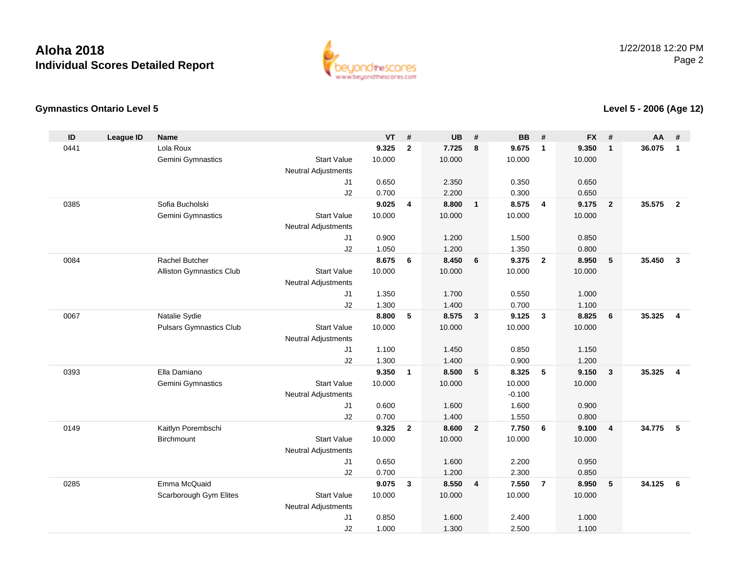# Aloha 2018

## Individual Scores Detailed Report

1/22/2018 12:20 PM

### Gymnastics Ontario Level 5

### Level 5 - 2006 (Age 12)

| ID | League ID | Name | | VT | # | UB | # | BB | # | FX | # | AA | # |
|---|---|---|---|---|---|---|---|---|---|---|---|---|---|
| 0441 | | Lola Roux | | **9.325** | **2** | **7.725** | **8** | **9.675** | **1** | **9.350** | **1** | **36.075** | **1** |
| | | Gemini Gymnastics | Start Value | 10.000 | | 10.000 | | 10.000 | | 10.000 | | | |
| | | | Neutral Adjustments | | | | | | | | | | |
| | | | J1 | 0.650 | | 2.350 | | 0.350 | | 0.650 | | | |
| | | | J2 | 0.700 | | 2.200 | | 0.300 | | 0.650 | | | |
| 0385 | | Sofia Bucholski | | **9.025** | **4** | **8.800** | **1** | **8.575** | **4** | **9.175** | **2** | **35.575** | **2** |
| | | Gemini Gymnastics | Start Value | 10.000 | | 10.000 | | 10.000 | | 10.000 | | | |
| | | | Neutral Adjustments | | | | | | | | | | |
| | | | J1 | 0.900 | | 1.200 | | 1.500 | | 0.850 | | | |
| | | | J2 | 1.050 | | 1.200 | | 1.350 | | 0.800 | | | |
| 0084 | | Rachel Butcher | | **8.675** | **6** | **8.450** | **6** | **9.375** | **2** | **8.950** | **5** | **35.450** | **3** |
| | | Alliston Gymnastics Club | Start Value | 10.000 | | 10.000 | | 10.000 | | 10.000 | | | |
| | | | Neutral Adjustments | | | | | | | | | | |
| | | | J1 | 1.350 | | 1.700 | | 0.550 | | 1.000 | | | |
| | | | J2 | 1.300 | | 1.400 | | 0.700 | | 1.100 | | | |
| 0067 | | Natalie Sydie | | **8.800** | **5** | **8.575** | **3** | **9.125** | **3** | **8.825** | **6** | **35.325** | **4** |
| | | Pulsars Gymnastics Club | Start Value | 10.000 | | 10.000 | | 10.000 | | 10.000 | | | |
| | | | Neutral Adjustments | | | | | | | | | | |
| | | | J1 | 1.100 | | 1.450 | | 0.850 | | 1.150 | | | |
| | | | J2 | 1.300 | | 1.400 | | 0.900 | | 1.200 | | | |
| 0393 | | Ella Damiano | | **9.350** | **1** | **8.500** | **5** | **8.325** | **5** | **9.150** | **3** | **35.325** | **4** |
| | | Gemini Gymnastics | Start Value | 10.000 | | 10.000 | | 10.000 | | 10.000 | | | |
| | | | Neutral Adjustments | | | | | -0.100 | | | | | |
| | | | J1 | 0.600 | | 1.600 | | 1.600 | | 0.900 | | | |
| | | | J2 | 0.700 | | 1.400 | | 1.550 | | 0.800 | | | |
| 0149 | | Kaitlyn Porembschi | | **9.325** | **2** | **8.600** | **2** | **7.750** | **6** | **9.100** | **4** | **34.775** | **5** |
| | | Birchmount | Start Value | 10.000 | | 10.000 | | 10.000 | | 10.000 | | | |
| | | | Neutral Adjustments | | | | | | | | | | |
| | | | J1 | 0.650 | | 1.600 | | 2.200 | | 0.950 | | | |
| | | | J2 | 0.700 | | 1.200 | | 2.300 | | 0.850 | | | |
| 0285 | | Emma McQuaid | | **9.075** | **3** | **8.550** | **4** | **7.550** | **7** | **8.950** | **5** | **34.125** | **6** |
| | | Scarborough Gym Elites | Start Value | 10.000 | | 10.000 | | 10.000 | | 10.000 | | | |
| | | | Neutral Adjustments | | | | | | | | | | |
| | | | J1 | 0.850 | | 1.600 | | 2.400 | | 1.000 | | | |
| | | | J2 | 1.000 | | 1.300 | | 2.500 | | 1.100 | | | |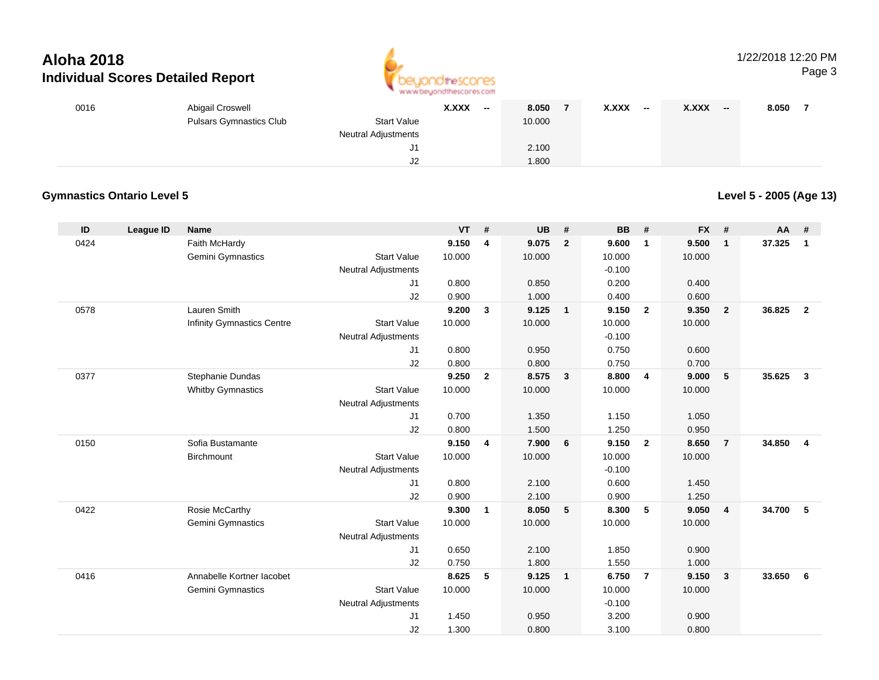# Aloha 2018
## Individual Scores Detailed Report

| ID | League ID | Name | | VT | # | UB | # | BB | # | FX | # | AA | # |
|---|---|---|---|---|---|---|---|---|---|---|---|---|---|
| 0016 | | Abigail Croswell | | X.XXX | -- | 8.050 | 7 | X.XXX | -- | X.XXX | -- | 8.050 | 7 |
| | | Pulsars Gymnastics Club | Start Value | | | 10.000 | | | | | | | |
| | | | Neutral Adjustments | | | | | | | | | | |
| | | | J1 | | | 2.100 | | | | | | | |
| | | | J2 | | | 1.800 | | | | | | | |

### Gymnastics Ontario Level 5

**Level 5 - 2005 (Age 13)**

| ID | League ID | Name | | VT | # | UB | # | BB | # | FX | # | AA | # |
|---|---|---|---|---|---|---|---|---|---|---|---|---|---|
| 0424 | | Faith McHardy | | 9.150 | 4 | 9.075 | 2 | 9.600 | 1 | 9.500 | 1 | 37.325 | 1 |
| | | Gemini Gymnastics | Start Value | 10.000 | | 10.000 | | 10.000 | | 10.000 | | | |
| | | | Neutral Adjustments | | | | | -0.100 | | | | | |
| | | | J1 | 0.800 | | 0.850 | | 0.200 | | 0.400 | | | |
| | | | J2 | 0.900 | | 1.000 | | 0.400 | | 0.600 | | | |
| 0578 | | Lauren Smith | | 9.200 | 3 | 9.125 | 1 | 9.150 | 2 | 9.350 | 2 | 36.825 | 2 |
| | | Infinity Gymnastics Centre | Start Value | 10.000 | | 10.000 | | 10.000 | | 10.000 | | | |
| | | | Neutral Adjustments | | | | | -0.100 | | | | | |
| | | | J1 | 0.800 | | 0.950 | | 0.750 | | 0.600 | | | |
| | | | J2 | 0.800 | | 0.800 | | 0.750 | | 0.700 | | | |
| 0377 | | Stephanie Dundas | | 9.250 | 2 | 8.575 | 3 | 8.800 | 4 | 9.000 | 5 | 35.625 | 3 |
| | | Whitby Gymnastics | Start Value | 10.000 | | 10.000 | | 10.000 | | 10.000 | | | |
| | | | Neutral Adjustments | | | | | | | | | | |
| | | | J1 | 0.700 | | 1.350 | | 1.150 | | 1.050 | | | |
| | | | J2 | 0.800 | | 1.500 | | 1.250 | | 0.950 | | | |
| 0150 | | Sofia Bustamante | | 9.150 | 4 | 7.900 | 6 | 9.150 | 2 | 8.650 | 7 | 34.850 | 4 |
| | | Birchmount | Start Value | 10.000 | | 10.000 | | 10.000 | | 10.000 | | | |
| | | | Neutral Adjustments | | | | | -0.100 | | | | | |
| | | | J1 | 0.800 | | 2.100 | | 0.600 | | 1.450 | | | |
| | | | J2 | 0.900 | | 2.100 | | 0.900 | | 1.250 | | | |
| 0422 | | Rosie McCarthy | | 9.300 | 1 | 8.050 | 5 | 8.300 | 5 | 9.050 | 4 | 34.700 | 5 |
| | | Gemini Gymnastics | Start Value | 10.000 | | 10.000 | | 10.000 | | 10.000 | | | |
| | | | Neutral Adjustments | | | | | | | | | | |
| | | | J1 | 0.650 | | 2.100 | | 1.850 | | 0.900 | | | |
| | | | J2 | 0.750 | | 1.800 | | 1.550 | | 1.000 | | | |
| 0416 | | Annabelle Kortner Iacobet | | 8.625 | 5 | 9.125 | 1 | 6.750 | 7 | 9.150 | 3 | 33.650 | 6 |
| | | Gemini Gymnastics | Start Value | 10.000 | | 10.000 | | 10.000 | | 10.000 | | | |
| | | | Neutral Adjustments | | | | | -0.100 | | | | | |
| | | | J1 | 1.450 | | 0.950 | | 3.200 | | 0.900 | | | |
| | | | J2 | 1.300 | | 0.800 | | 3.100 | | 0.800 | | | |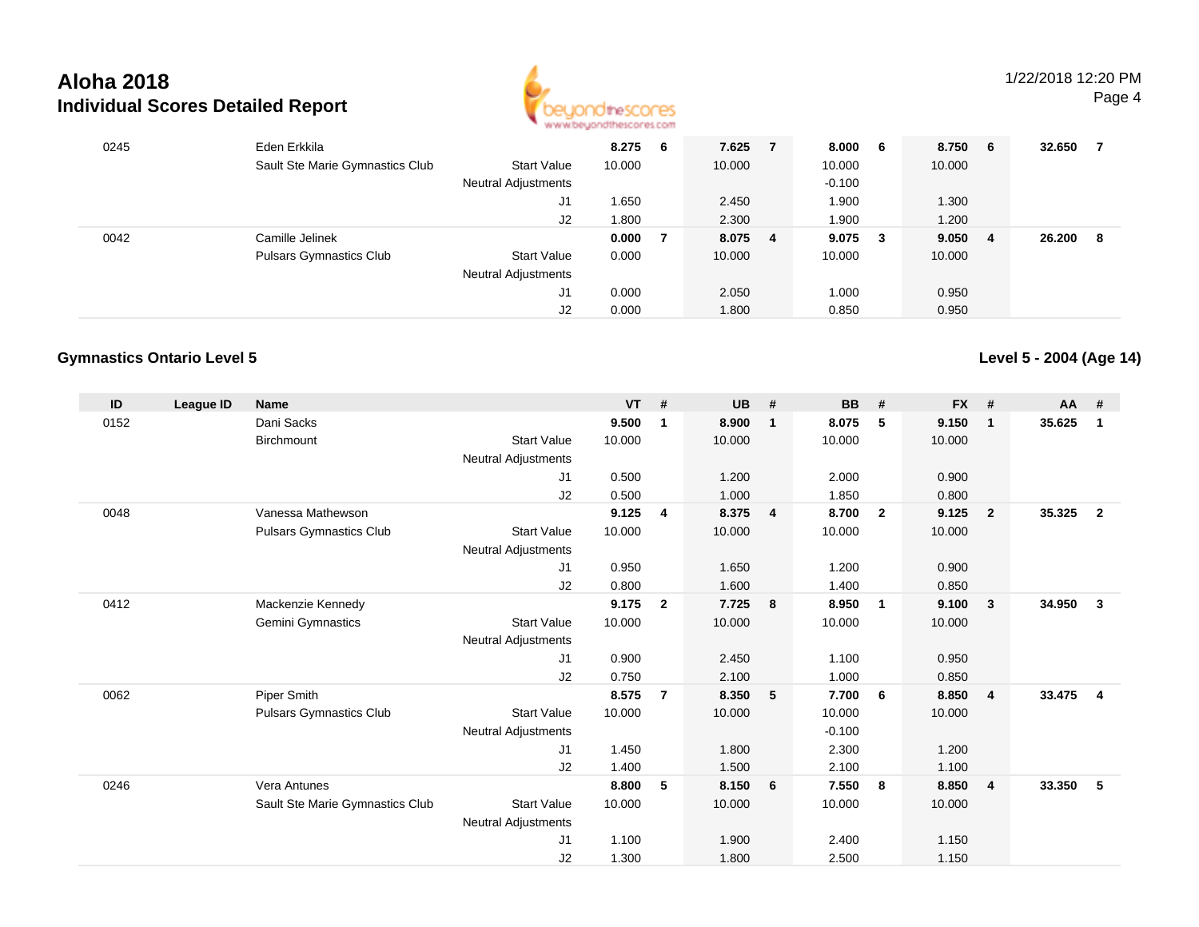# Aloha 2018

## Individual Scores Detailed Report

1/22/2018 12:20 PM

| ID | League ID | Name | | VT | # | UB | # | BB | # | FX | # | AA | # |
|---|---|---|---|---|---|---|---|---|---|---|---|---|---|
| 0245 | | Eden Erkkila | | **8.275** | **6** | **7.625** | **7** | **8.000** | **6** | **8.750** | **6** | **32.650** | **7** |
| | | Sault Ste Marie Gymnastics Club | Start Value | 10.000 | | 10.000 | | 10.000 | | 10.000 | | | |
| | | | Neutral Adjustments | | | | | -0.100 | | | | | |
| | | | J1 | 1.650 | | 2.450 | | 1.900 | | 1.300 | | | |
| | | | J2 | 1.800 | | 2.300 | | 1.900 | | 1.200 | | | |
| 0042 | | Camille Jelinek | | **0.000** | **7** | **8.075** | **4** | **9.075** | **3** | **9.050** | **4** | **26.200** | **8** |
| | | Pulsars Gymnastics Club | Start Value | 0.000 | | 10.000 | | 10.000 | | 10.000 | | | |
| | | | Neutral Adjustments | | | | | | | | | | |
| | | | J1 | 0.000 | | 2.050 | | 1.000 | | 0.950 | | | |
| | | | J2 | 0.000 | | 1.800 | | 0.850 | | 0.950 | | | |

### Gymnastics Ontario Level 5

**Level 5 - 2004 (Age 14)**

| ID | League ID | Name | | VT | # | UB | # | BB | # | FX | # | AA | # |
|---|---|---|---|---|---|---|---|---|---|---|---|---|---|
| 0152 | | Dani Sacks | | **9.500** | **1** | **8.900** | **1** | **8.075** | **5** | **9.150** | **1** | **35.625** | **1** |
| | | Birchmount | Start Value | 10.000 | | 10.000 | | 10.000 | | 10.000 | | | |
| | | | Neutral Adjustments | | | | | | | | | | |
| | | | J1 | 0.500 | | 1.200 | | 2.000 | | 0.900 | | | |
| | | | J2 | 0.500 | | 1.000 | | 1.850 | | 0.800 | | | |
| 0048 | | Vanessa Mathewson | | **9.125** | **4** | **8.375** | **4** | **8.700** | **2** | **9.125** | **2** | **35.325** | **2** |
| | | Pulsars Gymnastics Club | Start Value | 10.000 | | 10.000 | | 10.000 | | 10.000 | | | |
| | | | Neutral Adjustments | | | | | | | | | | |
| | | | J1 | 0.950 | | 1.650 | | 1.200 | | 0.900 | | | |
| | | | J2 | 0.800 | | 1.600 | | 1.400 | | 0.850 | | | |
| 0412 | | Mackenzie Kennedy | | **9.175** | **2** | **7.725** | **8** | **8.950** | **1** | **9.100** | **3** | **34.950** | **3** |
| | | Gemini Gymnastics | Start Value | 10.000 | | 10.000 | | 10.000 | | 10.000 | | | |
| | | | Neutral Adjustments | | | | | | | | | | |
| | | | J1 | 0.900 | | 2.450 | | 1.100 | | 0.950 | | | |
| | | | J2 | 0.750 | | 2.100 | | 1.000 | | 0.850 | | | |
| 0062 | | Piper Smith | | **8.575** | **7** | **8.350** | **5** | **7.700** | **6** | **8.850** | **4** | **33.475** | **4** |
| | | Pulsars Gymnastics Club | Start Value | 10.000 | | 10.000 | | 10.000 | | 10.000 | | | |
| | | | Neutral Adjustments | | | | | -0.100 | | | | | |
| | | | J1 | 1.450 | | 1.800 | | 2.300 | | 1.200 | | | |
| | | | J2 | 1.400 | | 1.500 | | 2.100 | | 1.100 | | | |
| 0246 | | Vera Antunes | | **8.800** | **5** | **8.150** | **6** | **7.550** | **8** | **8.850** | **4** | **33.350** | **5** |
| | | Sault Ste Marie Gymnastics Club | Start Value | 10.000 | | 10.000 | | 10.000 | | 10.000 | | | |
| | | | Neutral Adjustments | | | | | | | | | | |
| | | | J1 | 1.100 | | 1.900 | | 2.400 | | 1.150 | | | |
| | | | J2 | 1.300 | | 1.800 | | 2.500 | | 1.150 | | | |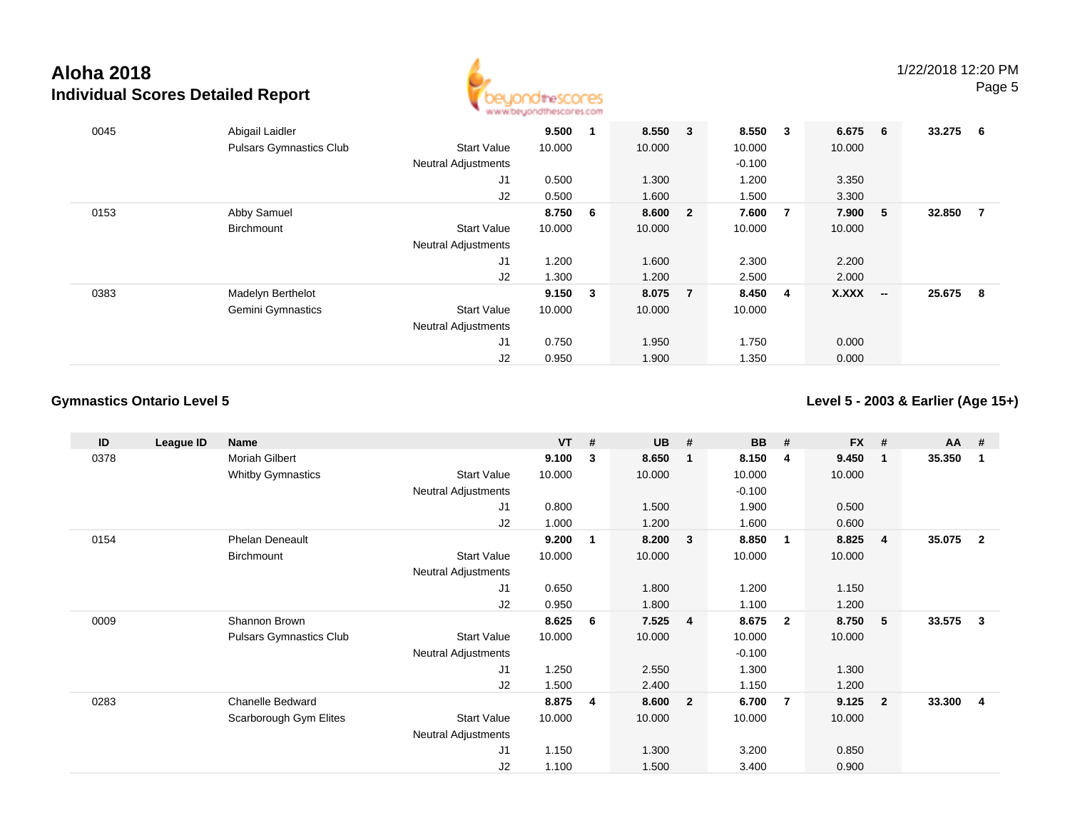# Aloha 2018
## Individual Scores Detailed Report

1/22/2018 12:20 PM

| ID | League ID | Name | | VT | # | UB | # | BB | # | FX | # | AA | # |
|---|---|---|---|---|---|---|---|---|---|---|---|---|---|
| 0045 | | Abigail Laidler | | **9.500** | **1** | **8.550** | **3** | **8.550** | **3** | **6.675** | **6** | **33.275** | **6** |
| | | Pulsars Gymnastics Club | Start Value | 10.000 | | 10.000 | | 10.000 | | 10.000 | | | |
| | | | Neutral Adjustments | | | | | -0.100 | | | | | |
| | | | J1 | 0.500 | | 1.300 | | 1.200 | | 3.350 | | | |
| | | | J2 | 0.500 | | 1.600 | | 1.500 | | 3.300 | | | |
| 0153 | | Abby Samuel | | **8.750** | **6** | **8.600** | **2** | **7.600** | **7** | **7.900** | **5** | **32.850** | **7** |
| | | Birchmount | Start Value | 10.000 | | 10.000 | | 10.000 | | 10.000 | | | |
| | | | Neutral Adjustments | | | | | | | | | | |
| | | | J1 | 1.200 | | 1.600 | | 2.300 | | 2.200 | | | |
| | | | J2 | 1.300 | | 1.200 | | 2.500 | | 2.000 | | | |
| 0383 | | Madelyn Berthelot | | **9.150** | **3** | **8.075** | **7** | **8.450** | **4** | **X.XXX** | **--** | **25.675** | **8** |
| | | Gemini Gymnastics | Start Value | 10.000 | | 10.000 | | 10.000 | | | | | |
| | | | Neutral Adjustments | | | | | | | | | | |
| | | | J1 | 0.750 | | 1.950 | | 1.750 | | 0.000 | | | |
| | | | J2 | 0.950 | | 1.900 | | 1.350 | | 0.000 | | | |

### Gymnastics Ontario Level 5

### Level 5 - 2003 & Earlier (Age 15+)

| ID | League ID | Name | | VT | # | UB | # | BB | # | FX | # | AA | # |
|---|---|---|---|---|---|---|---|---|---|---|---|---|---|
| 0378 | | Moriah Gilbert | | **9.100** | **3** | **8.650** | **1** | **8.150** | **4** | **9.450** | **1** | **35.350** | **1** |
| | | Whitby Gymnastics | Start Value | 10.000 | | 10.000 | | 10.000 | | 10.000 | | | |
| | | | Neutral Adjustments | | | | | -0.100 | | | | | |
| | | | J1 | 0.800 | | 1.500 | | 1.900 | | 0.500 | | | |
| | | | J2 | 1.000 | | 1.200 | | 1.600 | | 0.600 | | | |
| 0154 | | Phelan Deneault | | **9.200** | **1** | **8.200** | **3** | **8.850** | **1** | **8.825** | **4** | **35.075** | **2** |
| | | Birchmount | Start Value | 10.000 | | 10.000 | | 10.000 | | 10.000 | | | |
| | | | Neutral Adjustments | | | | | | | | | | |
| | | | J1 | 0.650 | | 1.800 | | 1.200 | | 1.150 | | | |
| | | | J2 | 0.950 | | 1.800 | | 1.100 | | 1.200 | | | |
| 0009 | | Shannon Brown | | **8.625** | **6** | **7.525** | **4** | **8.675** | **2** | **8.750** | **5** | **33.575** | **3** |
| | | Pulsars Gymnastics Club | Start Value | 10.000 | | 10.000 | | 10.000 | | 10.000 | | | |
| | | | Neutral Adjustments | | | | | -0.100 | | | | | |
| | | | J1 | 1.250 | | 2.550 | | 1.300 | | 1.300 | | | |
| | | | J2 | 1.500 | | 2.400 | | 1.150 | | 1.200 | | | |
| 0283 | | Chanelle Bedward | | **8.875** | **4** | **8.600** | **2** | **6.700** | **7** | **9.125** | **2** | **33.300** | **4** |
| | | Scarborough Gym Elites | Start Value | 10.000 | | 10.000 | | 10.000 | | 10.000 | | | |
| | | | Neutral Adjustments | | | | | | | | | | |
| | | | J1 | 1.150 | | 1.300 | | 3.200 | | 0.850 | | | |
| | | | J2 | 1.100 | | 1.500 | | 3.400 | | 0.900 | | | |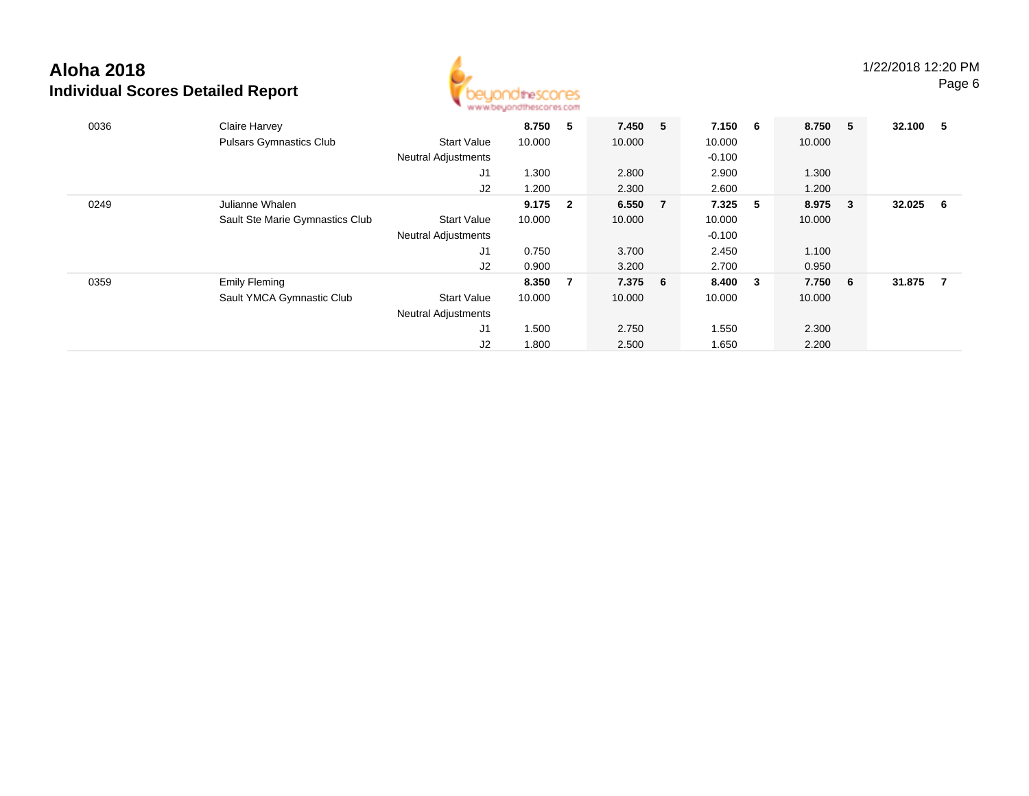# Aloha 2018
## Individual Scores Detailed Report

| | | | | | | | | | | | | |
|---|---|---|---|---|---|---|---|---|---|---|---|---|
| 0036 | Claire Harvey | | **8.750** | **5** | **7.450** | **5** | **7.150** | **6** | **8.750** | **5** | **32.100** | **5** |
| | Pulsars Gymnastics Club | Start Value | 10.000 | | 10.000 | | 10.000 | | 10.000 | | | |
| | | Neutral Adjustments | | | | | -0.100 | | | | | |
| | | J1 | 1.300 | | 2.800 | | 2.900 | | 1.300 | | | |
| | | J2 | 1.200 | | 2.300 | | 2.600 | | 1.200 | | | |
| 0249 | Julianne Whalen | | **9.175** | **2** | **6.550** | **7** | **7.325** | **5** | **8.975** | **3** | **32.025** | **6** |
| | Sault Ste Marie Gymnastics Club | Start Value | 10.000 | | 10.000 | | 10.000 | | 10.000 | | | |
| | | Neutral Adjustments | | | | | -0.100 | | | | | |
| | | J1 | 0.750 | | 3.700 | | 2.450 | | 1.100 | | | |
| | | J2 | 0.900 | | 3.200 | | 2.700 | | 0.950 | | | |
| 0359 | Emily Fleming | | **8.350** | **7** | **7.375** | **6** | **8.400** | **3** | **7.750** | **6** | **31.875** | **7** |
| | Sault YMCA Gymnastic Club | Start Value | 10.000 | | 10.000 | | 10.000 | | 10.000 | | | |
| | | Neutral Adjustments | | | | | | | | | | |
| | | J1 | 1.500 | | 2.750 | | 1.550 | | 2.300 | | | |
| | | J2 | 1.800 | | 2.500 | | 1.650 | | 2.200 | | | |